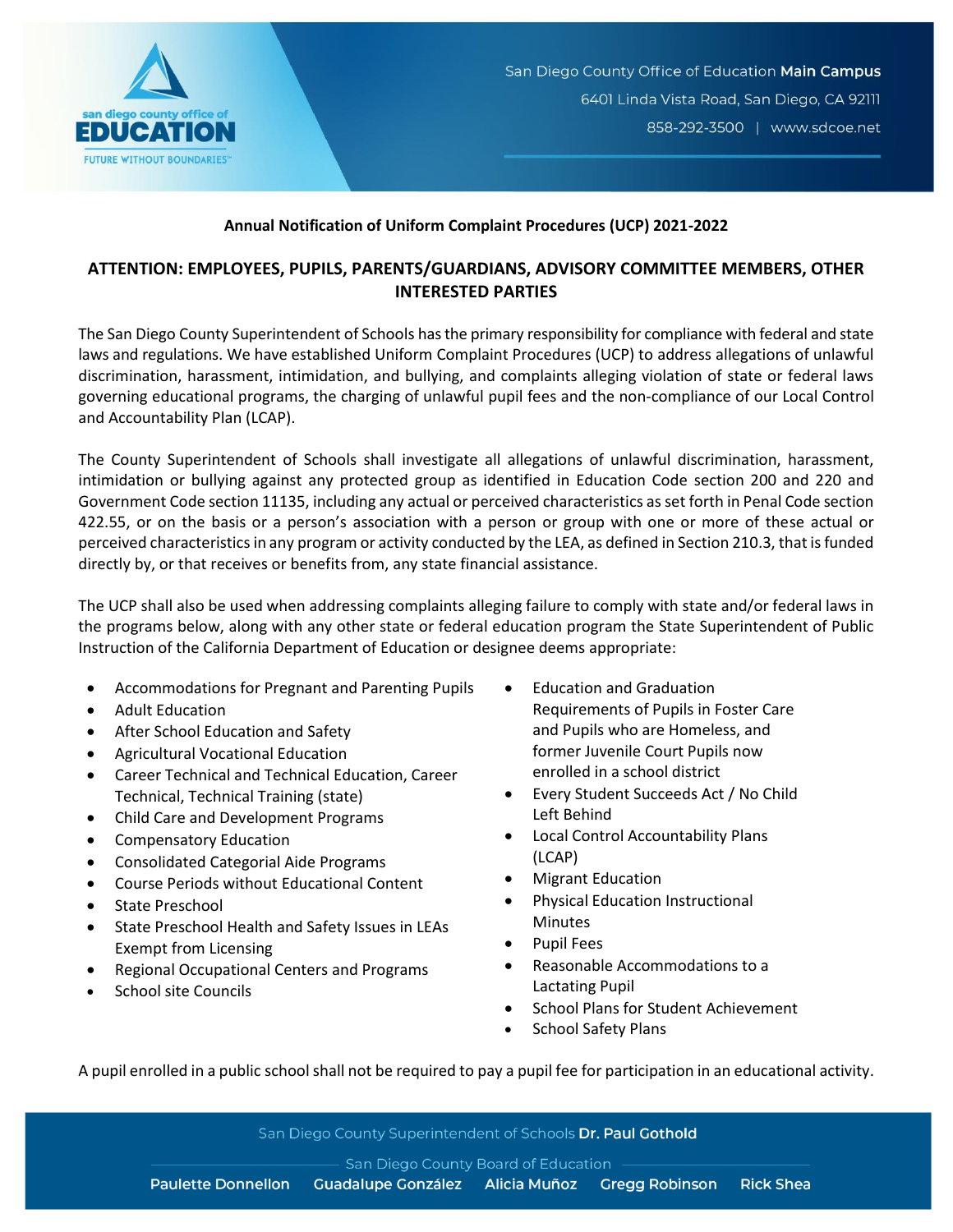San Diego County Office of Education **Main Campus**
6401 Linda Vista Road, San Diego, CA 92111
858-292-3500 | www.sdcoe.net

**Annual Notification of Uniform Complaint Procedures (UCP) 2021-2022**

## ATTENTION: EMPLOYEES, PUPILS, PARENTS/GUARDIANS, ADVISORY COMMITTEE MEMBERS, OTHER INTERESTED PARTIES

The San Diego County Superintendent of Schools has the primary responsibility for compliance with federal and state laws and regulations. We have established Uniform Complaint Procedures (UCP) to address allegations of unlawful discrimination, harassment, intimidation, and bullying, and complaints alleging violation of state or federal laws governing educational programs, the charging of unlawful pupil fees and the non-compliance of our Local Control and Accountability Plan (LCAP).

The County Superintendent of Schools shall investigate all allegations of unlawful discrimination, harassment, intimidation or bullying against any protected group as identified in Education Code section 200 and 220 and Government Code section 11135, including any actual or perceived characteristics as set forth in Penal Code section 422.55, or on the basis or a person's association with a person or group with one or more of these actual or perceived characteristics in any program or activity conducted by the LEA, as defined in Section 210.3, that is funded directly by, or that receives or benefits from, any state financial assistance.

The UCP shall also be used when addressing complaints alleging failure to comply with state and/or federal laws in the programs below, along with any other state or federal education program the State Superintendent of Public Instruction of the California Department of Education or designee deems appropriate:

- Accommodations for Pregnant and Parenting Pupils
- Adult Education
- After School Education and Safety
- Agricultural Vocational Education
- Career Technical and Technical Education, Career Technical, Technical Training (state)
- Child Care and Development Programs
- Compensatory Education
- Consolidated Categorial Aide Programs
- Course Periods without Educational Content
- State Preschool
- State Preschool Health and Safety Issues in LEAs Exempt from Licensing
- Regional Occupational Centers and Programs
- School site Councils
- Education and Graduation Requirements of Pupils in Foster Care and Pupils who are Homeless, and former Juvenile Court Pupils now enrolled in a school district
- Every Student Succeeds Act / No Child Left Behind
- Local Control Accountability Plans (LCAP)
- Migrant Education
- Physical Education Instructional Minutes
- Pupil Fees
- Reasonable Accommodations to a Lactating Pupil
- School Plans for Student Achievement
- School Safety Plans

A pupil enrolled in a public school shall not be required to pay a pupil fee for participation in an educational activity.

San Diego County Superintendent of Schools **Dr. Paul Gothold**

San Diego County Board of Education

**Paulette Donnellon** **Guadalupe González** **Alicia Muñoz** **Gregg Robinson** **Rick Shea**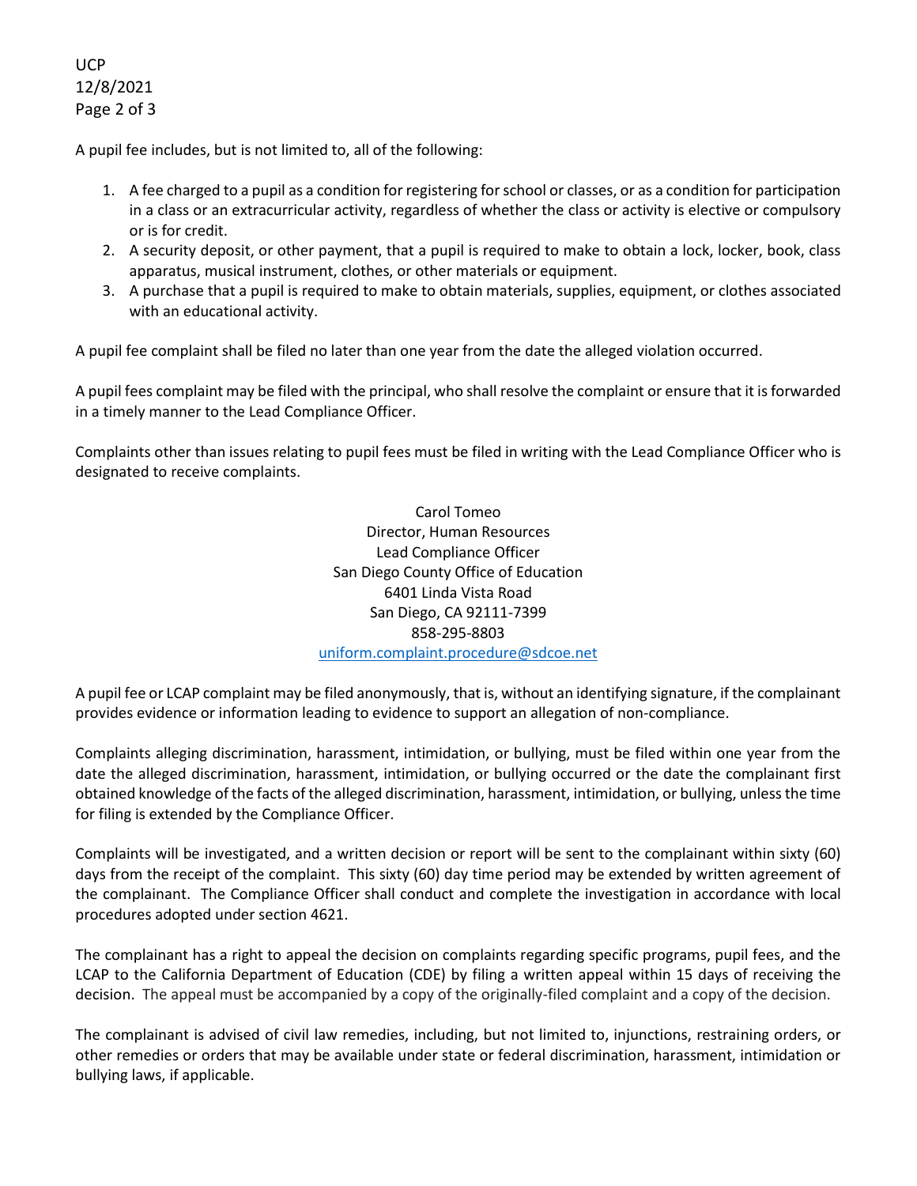A pupil fee includes, but is not limited to, all of the following:

1. A fee charged to a pupil as a condition for registering for school or classes, or as a condition for participation in a class or an extracurricular activity, regardless of whether the class or activity is elective or compulsory or is for credit.
2. A security deposit, or other payment, that a pupil is required to make to obtain a lock, locker, book, class apparatus, musical instrument, clothes, or other materials or equipment.
3. A purchase that a pupil is required to make to obtain materials, supplies, equipment, or clothes associated with an educational activity.

A pupil fee complaint shall be filed no later than one year from the date the alleged violation occurred.

A pupil fees complaint may be filed with the principal, who shall resolve the complaint or ensure that it is forwarded in a timely manner to the Lead Compliance Officer.

Complaints other than issues relating to pupil fees must be filed in writing with the Lead Compliance Officer who is designated to receive complaints.

Carol Tomeo  
Director, Human Resources  
Lead Compliance Officer  
San Diego County Office of Education  
6401 Linda Vista Road  
San Diego, CA 92111-7399  
858-295-8803  
uniform.complaint.procedure@sdcoe.net

A pupil fee or LCAP complaint may be filed anonymously, that is, without an identifying signature, if the complainant provides evidence or information leading to evidence to support an allegation of non-compliance.

Complaints alleging discrimination, harassment, intimidation, or bullying, must be filed within one year from the date the alleged discrimination, harassment, intimidation, or bullying occurred or the date the complainant first obtained knowledge of the facts of the alleged discrimination, harassment, intimidation, or bullying, unless the time for filing is extended by the Compliance Officer.

Complaints will be investigated, and a written decision or report will be sent to the complainant within sixty (60) days from the receipt of the complaint. This sixty (60) day time period may be extended by written agreement of the complainant. The Compliance Officer shall conduct and complete the investigation in accordance with local procedures adopted under section 4621.

The complainant has a right to appeal the decision on complaints regarding specific programs, pupil fees, and the LCAP to the California Department of Education (CDE) by filing a written appeal within 15 days of receiving the decision. The appeal must be accompanied by a copy of the originally-filed complaint and a copy of the decision.

The complainant is advised of civil law remedies, including, but not limited to, injunctions, restraining orders, or other remedies or orders that may be available under state or federal discrimination, harassment, intimidation or bullying laws, if applicable.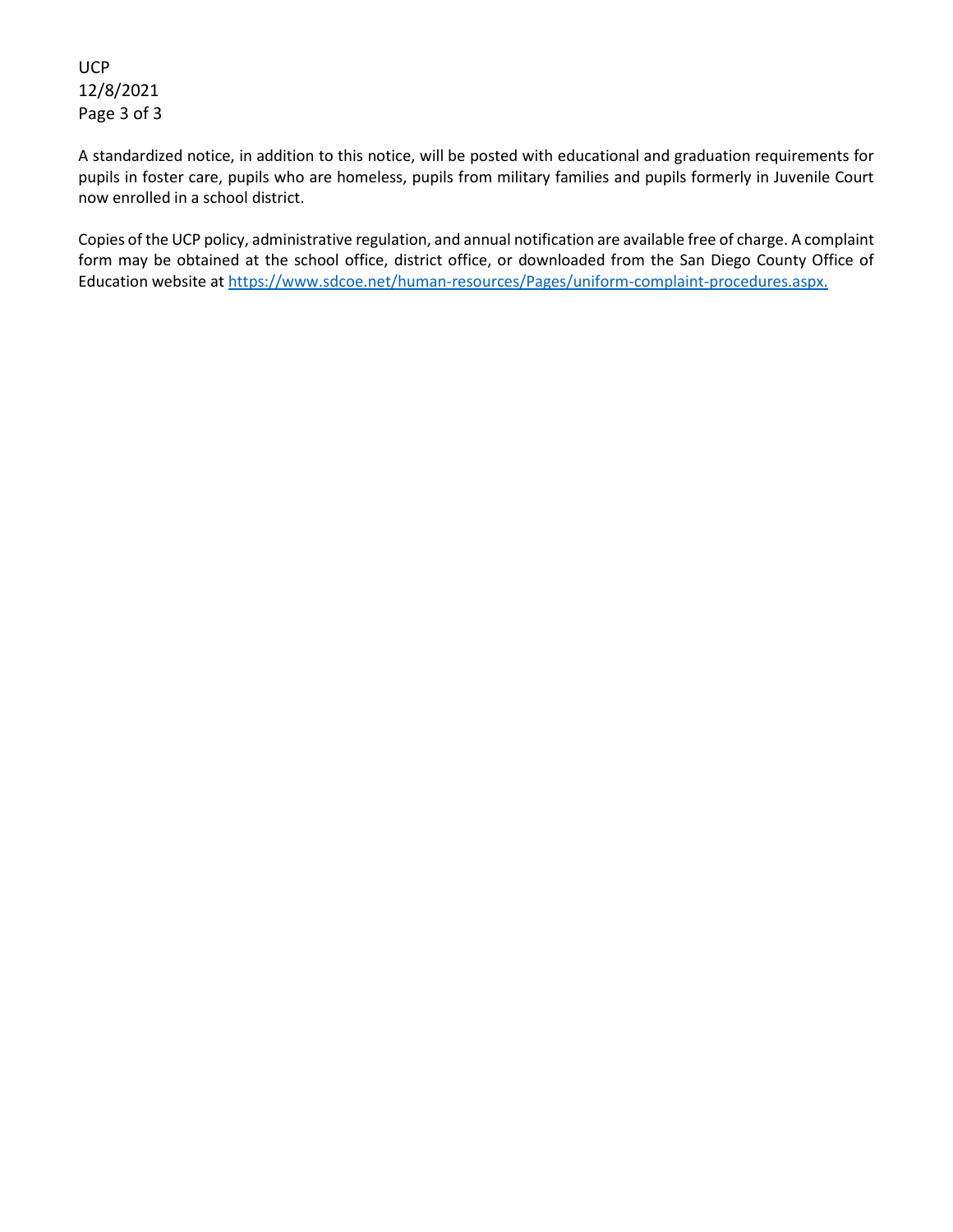A standardized notice, in addition to this notice, will be posted with educational and graduation requirements for pupils in foster care, pupils who are homeless, pupils from military families and pupils formerly in Juvenile Court now enrolled in a school district.

Copies of the UCP policy, administrative regulation, and annual notification are available free of charge. A complaint form may be obtained at the school office, district office, or downloaded from the San Diego County Office of Education website at https://www.sdcoe.net/human-resources/Pages/uniform-complaint-procedures.aspx.